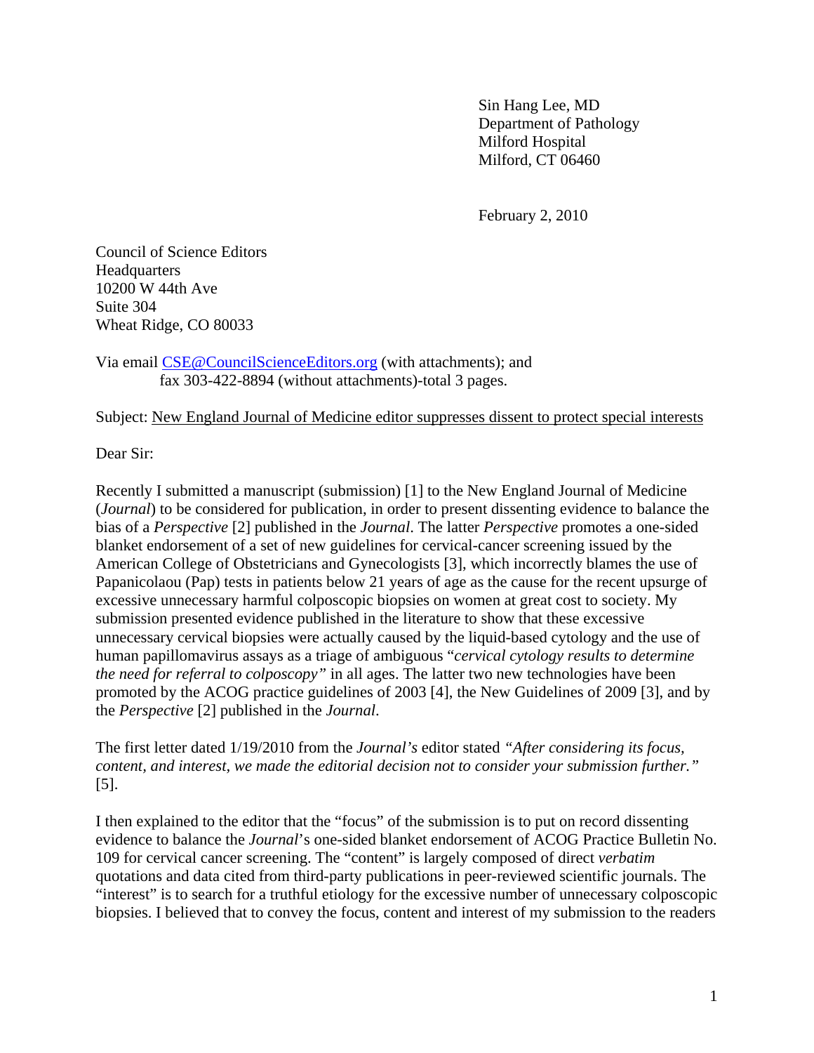Sin Hang Lee, MD
Department of Pathology
Milford Hospital
Milford, CT 06460

February 2, 2010

Council of Science Editors
Headquarters
10200 W 44th Ave
Suite 304
Wheat Ridge, CO 80033

Via email CSE@CouncilScienceEditors.org (with attachments); and
fax 303-422-8894 (without attachments)-total 3 pages.

Subject: New England Journal of Medicine editor suppresses dissent to protect special interests

Dear Sir:

Recently I submitted a manuscript (submission) [1] to the New England Journal of Medicine (*Journal*) to be considered for publication, in order to present dissenting evidence to balance the bias of a *Perspective* [2] published in the *Journal*. The latter *Perspective* promotes a one-sided blanket endorsement of a set of new guidelines for cervical-cancer screening issued by the American College of Obstetricians and Gynecologists [3], which incorrectly blames the use of Papanicolaou (Pap) tests in patients below 21 years of age as the cause for the recent upsurge of excessive unnecessary harmful colposcopic biopsies on women at great cost to society. My submission presented evidence published in the literature to show that these excessive unnecessary cervical biopsies were actually caused by the liquid-based cytology and the use of human papillomavirus assays as a triage of ambiguous "*cervical cytology results to determine the need for referral to colposcopy*" in all ages. The latter two new technologies have been promoted by the ACOG practice guidelines of 2003 [4], the New Guidelines of 2009 [3], and by the *Perspective* [2] published in the *Journal*.

The first letter dated 1/19/2010 from the *Journal's* editor stated *"After considering its focus, content, and interest, we made the editorial decision not to consider your submission further."* [5].

I then explained to the editor that the "focus" of the submission is to put on record dissenting evidence to balance the *Journal*'s one-sided blanket endorsement of ACOG Practice Bulletin No. 109 for cervical cancer screening. The "content" is largely composed of direct *verbatim* quotations and data cited from third-party publications in peer-reviewed scientific journals. The "interest" is to search for a truthful etiology for the excessive number of unnecessary colposcopic biopsies. I believed that to convey the focus, content and interest of my submission to the readers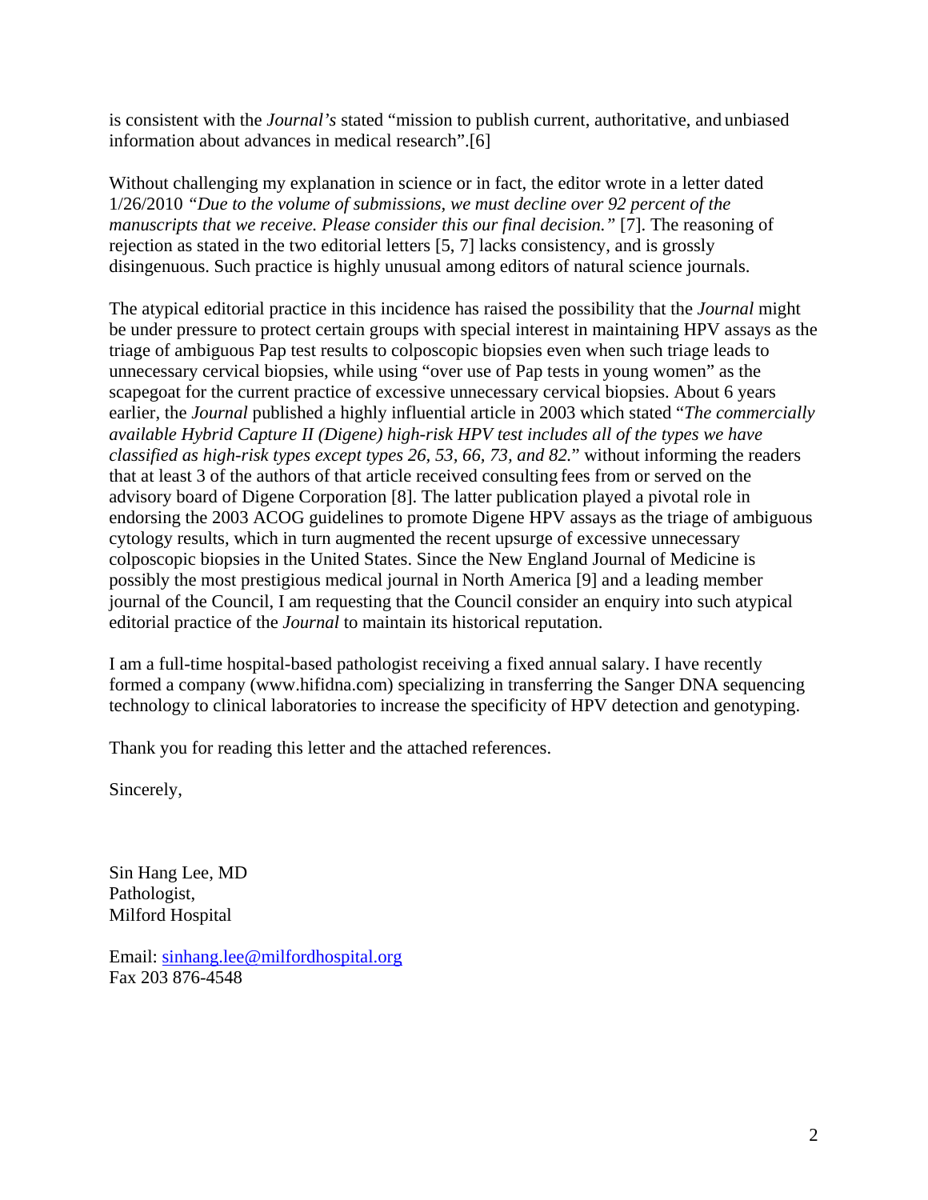is consistent with the *Journal's* stated "mission to publish current, authoritative, and unbiased information about advances in medical research".[6]

Without challenging my explanation in science or in fact, the editor wrote in a letter dated 1/26/2010 *"Due to the volume of submissions, we must decline over 92 percent of the manuscripts that we receive. Please consider this our final decision."* [7]. The reasoning of rejection as stated in the two editorial letters [5, 7] lacks consistency, and is grossly disingenuous. Such practice is highly unusual among editors of natural science journals.

The atypical editorial practice in this incidence has raised the possibility that the *Journal* might be under pressure to protect certain groups with special interest in maintaining HPV assays as the triage of ambiguous Pap test results to colposcopic biopsies even when such triage leads to unnecessary cervical biopsies, while using "over use of Pap tests in young women" as the scapegoat for the current practice of excessive unnecessary cervical biopsies. About 6 years earlier, the *Journal* published a highly influential article in 2003 which stated "*The commercially available Hybrid Capture II (Digene) high-risk HPV test includes all of the types we have classified as high-risk types except types 26, 53, 66, 73, and 82.*" without informing the readers that at least 3 of the authors of that article received consulting fees from or served on the advisory board of Digene Corporation [8]. The latter publication played a pivotal role in endorsing the 2003 ACOG guidelines to promote Digene HPV assays as the triage of ambiguous cytology results, which in turn augmented the recent upsurge of excessive unnecessary colposcopic biopsies in the United States. Since the New England Journal of Medicine is possibly the most prestigious medical journal in North America [9] and a leading member journal of the Council, I am requesting that the Council consider an enquiry into such atypical editorial practice of the *Journal* to maintain its historical reputation.

I am a full-time hospital-based pathologist receiving a fixed annual salary. I have recently formed a company (www.hifidna.com) specializing in transferring the Sanger DNA sequencing technology to clinical laboratories to increase the specificity of HPV detection and genotyping.

Thank you for reading this letter and the attached references.

Sincerely,

Sin Hang Lee, MD
Pathologist,
Milford Hospital

Email: sinhang.lee@milfordhospital.org
Fax 203 876-4548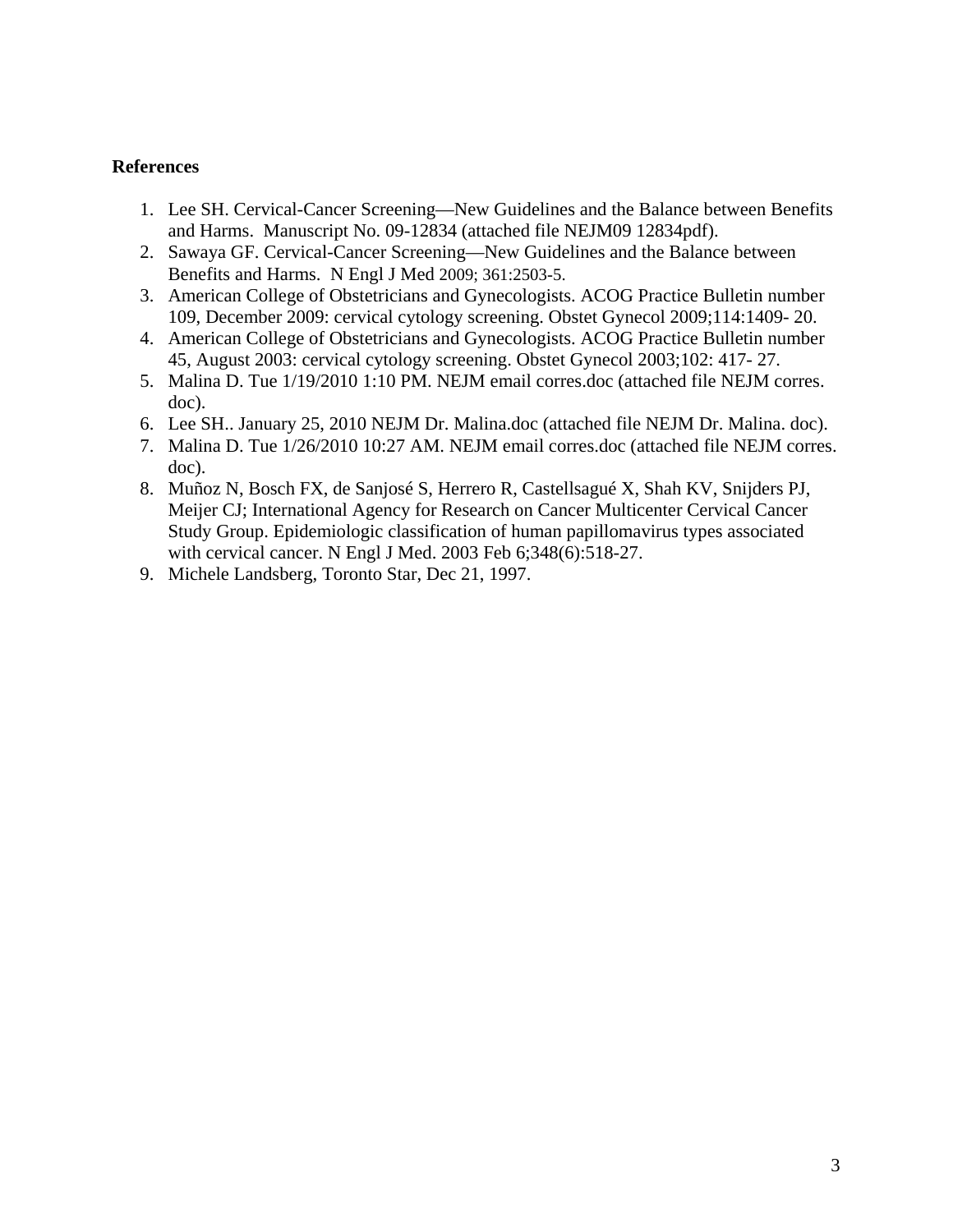**References**

1. Lee SH. Cervical-Cancer Screening—New Guidelines and the Balance between Benefits and Harms. Manuscript No. 09-12834 (attached file NEJM09 12834pdf).
2. Sawaya GF. Cervical-Cancer Screening—New Guidelines and the Balance between Benefits and Harms. N Engl J Med 2009; 361:2503-5.
3. American College of Obstetricians and Gynecologists. ACOG Practice Bulletin number 109, December 2009: cervical cytology screening. Obstet Gynecol 2009;114:1409- 20.
4. American College of Obstetricians and Gynecologists. ACOG Practice Bulletin number 45, August 2003: cervical cytology screening. Obstet Gynecol 2003;102: 417- 27.
5. Malina D. Tue 1/19/2010 1:10 PM. NEJM email corres.doc (attached file NEJM corres. doc).
6. Lee SH.. January 25, 2010 NEJM Dr. Malina.doc (attached file NEJM Dr. Malina. doc).
7. Malina D. Tue 1/26/2010 10:27 AM. NEJM email corres.doc (attached file NEJM corres. doc).
8. Muñoz N, Bosch FX, de Sanjosé S, Herrero R, Castellsagué X, Shah KV, Snijders PJ, Meijer CJ; International Agency for Research on Cancer Multicenter Cervical Cancer Study Group. Epidemiologic classification of human papillomavirus types associated with cervical cancer. N Engl J Med. 2003 Feb 6;348(6):518-27.
9. Michele Landsberg, Toronto Star, Dec 21, 1997.